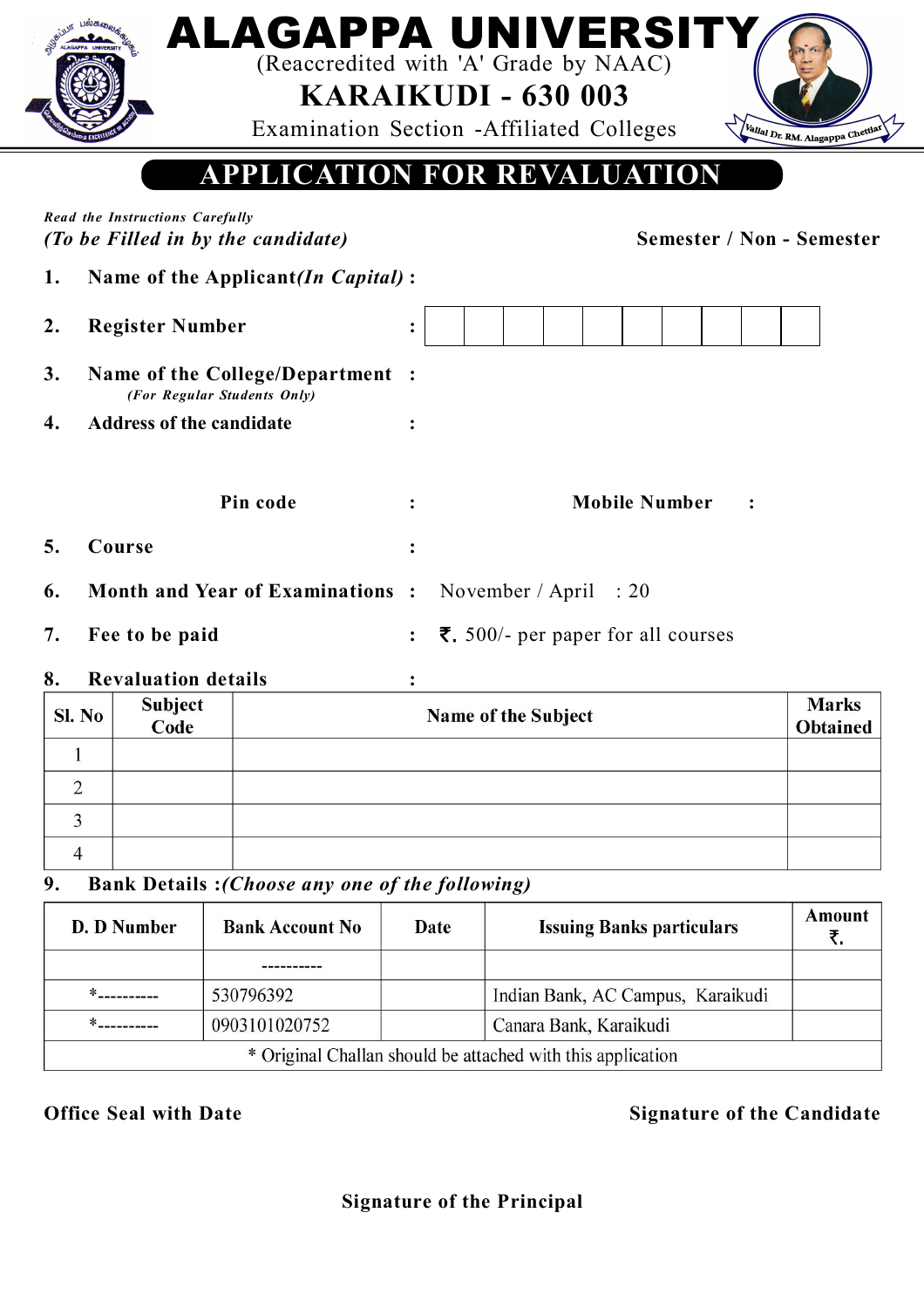# ALAGAPPA UNIVERSITY

(Reaccredited with 'A' Grade by NAAC)

## KARAIKUDI - 630 003

Examination Section -Affiliated Colleges

Vallal Dr. RM. Alagappa Chettiar

## APPLICATION FOR REVALUATION

*Read the Instructions Carefully*

***(To be Filled in by the candidate)*** **Semester / Non - Semester**

1. **Name of the Applicant*(In Capital)*** :
2. **Register Number** : | | | | | | | | | | |
3. **Name of the College/Department** :
   *(For Regular Students Only)*
4. **Address of the candidate** :

   **Pin code** : **Mobile Number** :
5. **Course** :
6. **Month and Year of Examinations** : November / April : 20
7. **Fee to be paid** : ₹. 500/- per paper for all courses
8. **Revaluation details** :

| Sl. No | Subject Code | Name of the Subject | Marks Obtained |
|---|---|---|---|
| 1 | | | |
| 2 | | | |
| 3 | | | |
| 4 | | | |

9. **Bank Details :*(Choose any one of the following)***

| D. D Number | Bank Account No | Date | Issuing Banks particulars | Amount ₹. |
|---|---|---|---|---|
| | ---------- | | | |
| *---------- | 530796392 | | Indian Bank, AC Campus, Karaikudi | |
| *---------- | 0903101020752 | | Canara Bank, Karaikudi | |
| * Original Challan should be attached with this application | | | | |

**Office Seal with Date** **Signature of the Candidate**

**Signature of the Principal**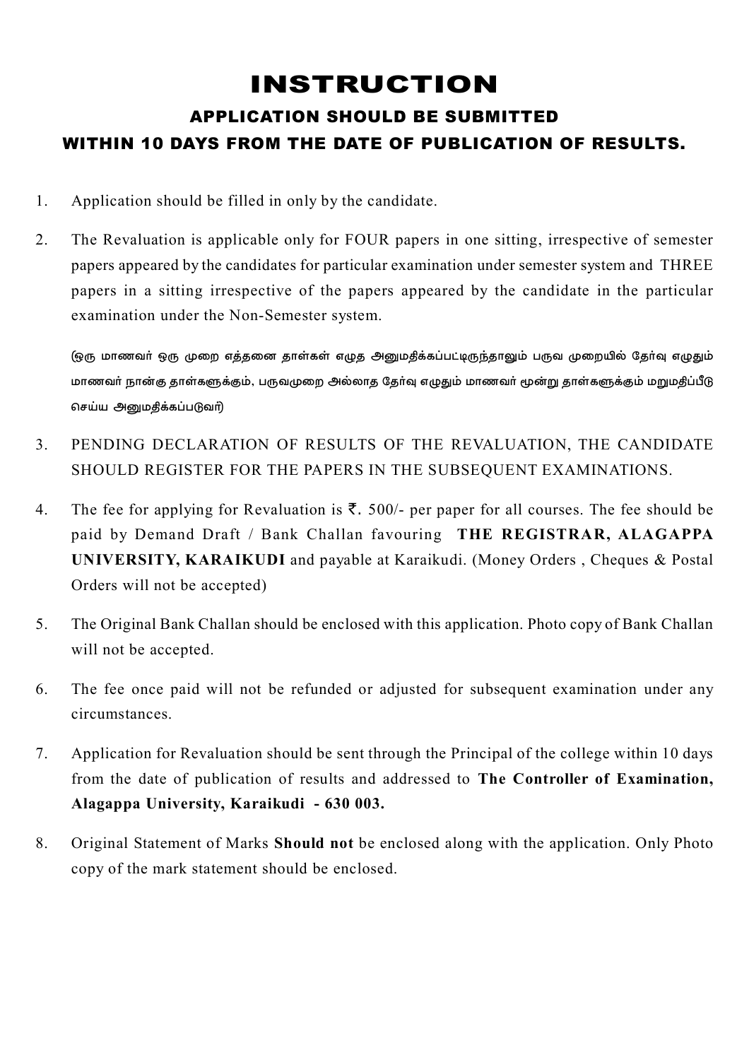# INSTRUCTION

## APPLICATION SHOULD BE SUBMITTED WITHIN 10 DAYS FROM THE DATE OF PUBLICATION OF RESULTS.

1. Application should be filled in only by the candidate.
2. The Revaluation is applicable only for FOUR papers in one sitting, irrespective of semester papers appeared by the candidates for particular examination under semester system and THREE papers in a sitting irrespective of the papers appeared by the candidate in the particular examination under the Non-Semester system.

   (ஒரு மாணவர் ஒரு முறை எத்தனை தாள்கள் எழுத அனுமதிக்கப்பட்டிருந்தாலும் பருவ முறையில் தேர்வு எழுதும் மாணவர் நான்கு தாள்களுக்கும், பருவமுறை அல்லாத தேர்வு எழுதும் மாணவர் மூன்று தாள்களுக்கும் மறுமதிப்பீடு செய்ய அனுமதிக்கப்படுவர்)
3. PENDING DECLARATION OF RESULTS OF THE REVALUATION, THE CANDIDATE SHOULD REGISTER FOR THE PAPERS IN THE SUBSEQUENT EXAMINATIONS.
4. The fee for applying for Revaluation is ₹. 500/- per paper for all courses. The fee should be paid by Demand Draft / Bank Challan favouring **THE REGISTRAR, ALAGAPPA UNIVERSITY, KARAIKUDI** and payable at Karaikudi. (Money Orders , Cheques & Postal Orders will not be accepted)
5. The Original Bank Challan should be enclosed with this application. Photo copy of Bank Challan will not be accepted.
6. The fee once paid will not be refunded or adjusted for subsequent examination under any circumstances.
7. Application for Revaluation should be sent through the Principal of the college within 10 days from the date of publication of results and addressed to **The Controller of Examination, Alagappa University, Karaikudi - 630 003.**
8. Original Statement of Marks **Should not** be enclosed along with the application. Only Photo copy of the mark statement should be enclosed.